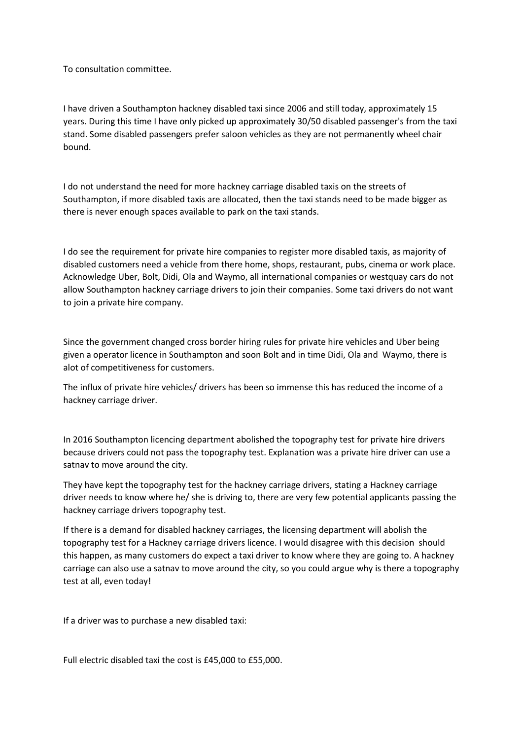To consultation committee.

I have driven a Southampton hackney disabled taxi since 2006 and still today, approximately 15 years. During this time I have only picked up approximately 30/50 disabled passenger's from the taxi stand. Some disabled passengers prefer saloon vehicles as they are not permanently wheel chair bound.

I do not understand the need for more hackney carriage disabled taxis on the streets of Southampton, if more disabled taxis are allocated, then the taxi stands need to be made bigger as there is never enough spaces available to park on the taxi stands.

I do see the requirement for private hire companies to register more disabled taxis, as majority of disabled customers need a vehicle from there home, shops, restaurant, pubs, cinema or work place. Acknowledge Uber, Bolt, Didi, Ola and Waymo, all international companies or westquay cars do not allow Southampton hackney carriage drivers to join their companies. Some taxi drivers do not want to join a private hire company.

Since the government changed cross border hiring rules for private hire vehicles and Uber being given a operator licence in Southampton and soon Bolt and in time Didi, Ola and Waymo, there is alot of competitiveness for customers.

The influx of private hire vehicles/ drivers has been so immense this has reduced the income of a hackney carriage driver.

In 2016 Southampton licencing department abolished the topography test for private hire drivers because drivers could not pass the topography test. Explanation was a private hire driver can use a satnav to move around the city.

They have kept the topography test for the hackney carriage drivers, stating a Hackney carriage driver needs to know where he/ she is driving to, there are very few potential applicants passing the hackney carriage drivers topography test.

If there is a demand for disabled hackney carriages, the licensing department will abolish the topography test for a Hackney carriage drivers licence. I would disagree with this decision should this happen, as many customers do expect a taxi driver to know where they are going to. A hackney carriage can also use a satnav to move around the city, so you could argue why is there a topography test at all, even today!

If a driver was to purchase a new disabled taxi:

Full electric disabled taxi the cost is £45,000 to £55,000.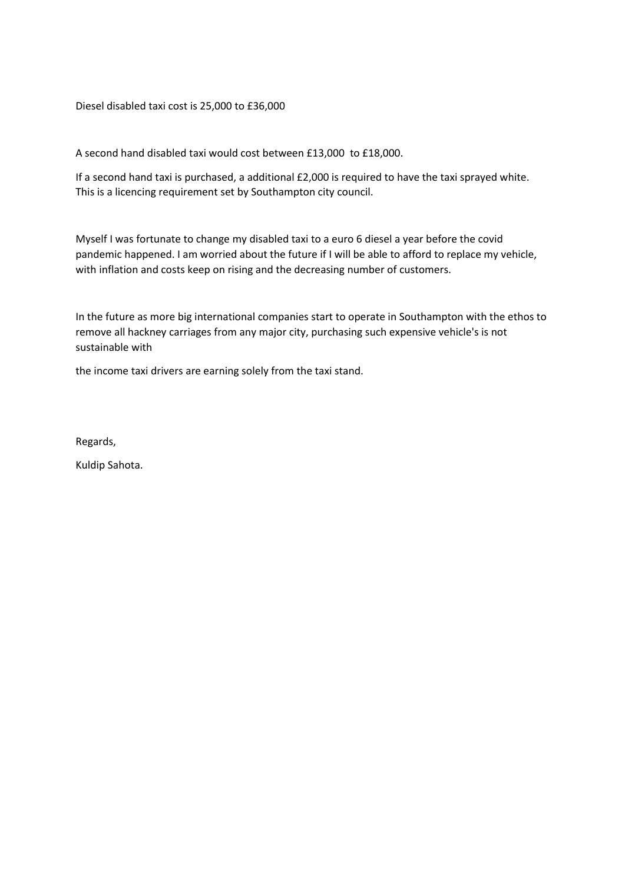Diesel disabled taxi cost is 25,000 to £36,000

A second hand disabled taxi would cost between £13,000  to £18,000.

If a second hand taxi is purchased, a additional £2,000 is required to have the taxi sprayed white. This is a licencing requirement set by Southampton city council.

Myself I was fortunate to change my disabled taxi to a euro 6 diesel a year before the covid pandemic happened. I am worried about the future if I will be able to afford to replace my vehicle, with inflation and costs keep on rising and the decreasing number of customers.

In the future as more big international companies start to operate in Southampton with the ethos to remove all hackney carriages from any major city, purchasing such expensive vehicle's is not sustainable with

the income taxi drivers are earning solely from the taxi stand.

Regards,

Kuldip Sahota.